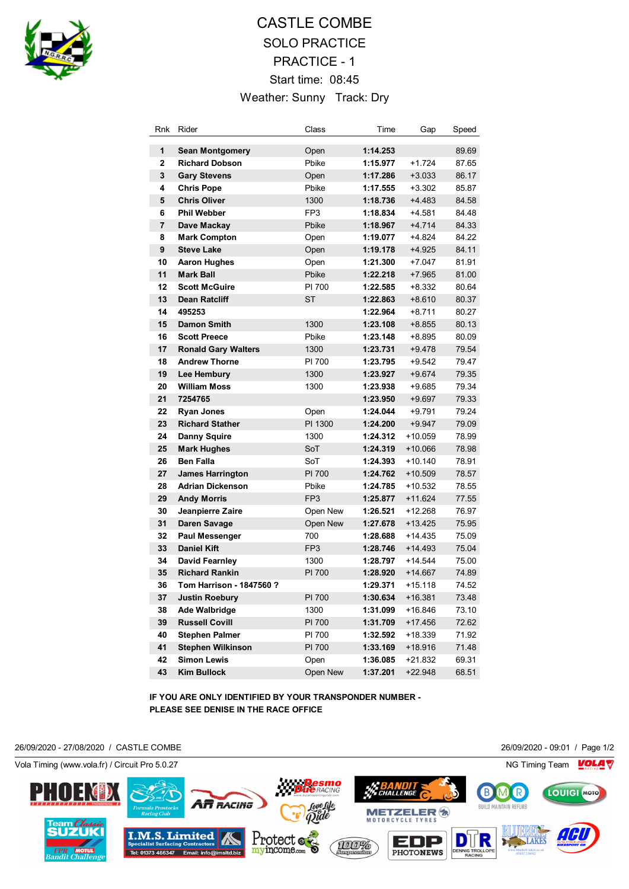# CASTLE COMBE

## SOLO PRACTICE

## PRACTICE - 1

Start time: 08:45

Weather: Sunny Track: Dry

| Rnk | Rider | Class | Time | Gap | Speed |
|---|---|---|---|---|---|
| 1 | **Sean Montgomery** | Open | **1:14.253** | | 89.69 |
| 2 | **Richard Dobson** | Pbike | **1:15.977** | +1.724 | 87.65 |
| 3 | **Gary Stevens** | Open | **1:17.286** | +3.033 | 86.17 |
| 4 | **Chris Pope** | Pbike | **1:17.555** | +3.302 | 85.87 |
| 5 | **Chris Oliver** | 1300 | **1:18.736** | +4.483 | 84.58 |
| 6 | **Phil Webber** | FP3 | **1:18.834** | +4.581 | 84.48 |
| 7 | **Dave Mackay** | Pbike | **1:18.967** | +4.714 | 84.33 |
| 8 | **Mark Compton** | Open | **1:19.077** | +4.824 | 84.22 |
| 9 | **Steve Lake** | Open | **1:19.178** | +4.925 | 84.11 |
| 10 | **Aaron Hughes** | Open | **1:21.300** | +7.047 | 81.91 |
| 11 | **Mark Ball** | Pbike | **1:22.218** | +7.965 | 81.00 |
| 12 | **Scott McGuire** | PI 700 | **1:22.585** | +8.332 | 80.64 |
| 13 | **Dean Ratcliff** | ST | **1:22.863** | +8.610 | 80.37 |
| 14 | **495253** | | **1:22.964** | +8.711 | 80.27 |
| 15 | **Damon Smith** | 1300 | **1:23.108** | +8.855 | 80.13 |
| 16 | **Scott Preece** | Pbike | **1:23.148** | +8.895 | 80.09 |
| 17 | **Ronald Gary Walters** | 1300 | **1:23.731** | +9.478 | 79.54 |
| 18 | **Andrew Thorne** | PI 700 | **1:23.795** | +9.542 | 79.47 |
| 19 | **Lee Hembury** | 1300 | **1:23.927** | +9.674 | 79.35 |
| 20 | **William Moss** | 1300 | **1:23.938** | +9.685 | 79.34 |
| 21 | **7254765** | | **1:23.950** | +9.697 | 79.33 |
| 22 | **Ryan Jones** | Open | **1:24.044** | +9.791 | 79.24 |
| 23 | **Richard Stather** | PI 1300 | **1:24.200** | +9.947 | 79.09 |
| 24 | **Danny Squire** | 1300 | **1:24.312** | +10.059 | 78.99 |
| 25 | **Mark Hughes** | SoT | **1:24.319** | +10.066 | 78.98 |
| 26 | **Ben Falla** | SoT | **1:24.393** | +10.140 | 78.91 |
| 27 | **James Harrington** | PI 700 | **1:24.762** | +10.509 | 78.57 |
| 28 | **Adrian Dickenson** | Pbike | **1:24.785** | +10.532 | 78.55 |
| 29 | **Andy Morris** | FP3 | **1:25.877** | +11.624 | 77.55 |
| 30 | **Jeanpierre Zaire** | Open New | **1:26.521** | +12.268 | 76.97 |
| 31 | **Daren Savage** | Open New | **1:27.678** | +13.425 | 75.95 |
| 32 | **Paul Messenger** | 700 | **1:28.688** | +14.435 | 75.09 |
| 33 | **Daniel Kift** | FP3 | **1:28.746** | +14.493 | 75.04 |
| 34 | **David Fearnley** | 1300 | **1:28.797** | +14.544 | 75.00 |
| 35 | **Richard Rankin** | PI 700 | **1:28.920** | +14.667 | 74.89 |
| 36 | **Tom Harrison - 1847560 ?** | | **1:29.371** | +15.118 | 74.52 |
| 37 | **Justin Roebury** | PI 700 | **1:30.634** | +16.381 | 73.48 |
| 38 | **Ade Walbridge** | 1300 | **1:31.099** | +16.846 | 73.10 |
| 39 | **Russell Covill** | PI 700 | **1:31.709** | +17.456 | 72.62 |
| 40 | **Stephen Palmer** | PI 700 | **1:32.592** | +18.339 | 71.92 |
| 41 | **Stephen Wilkinson** | PI 700 | **1:33.169** | +18.916 | 71.48 |
| 42 | **Simon Lewis** | Open | **1:36.085** | +21.832 | 69.31 |
| 43 | **Kim Bullock** | Open New | **1:37.201** | +22.948 | 68.51 |

**IF YOU ARE ONLY IDENTIFIED BY YOUR TRANSPONDER NUMBER - PLEASE SEE DENISE IN THE RACE OFFICE**

26/09/2020 - 27/08/2020 / CASTLE COMBE

26/09/2020 - 09:01

Vola Timing (www.vola.fr) / Circuit Pro 5.0.27

NG Timing Team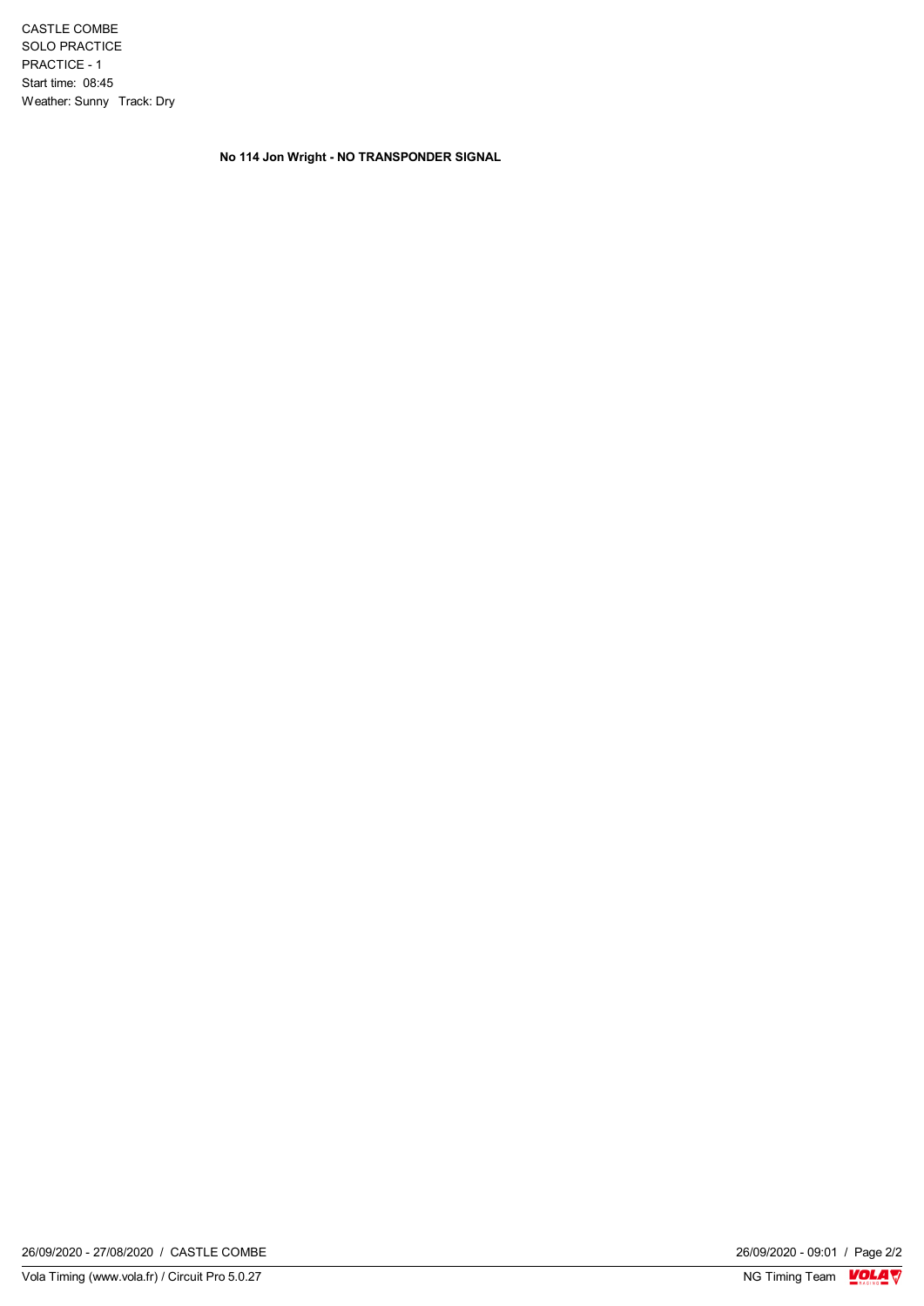CASTLE COMBE
SOLO PRACTICE
PRACTICE - 1
Start time: 08:45
Weather: Sunny Track: Dry

**No 114 Jon Wright - NO TRANSPONDER SIGNAL**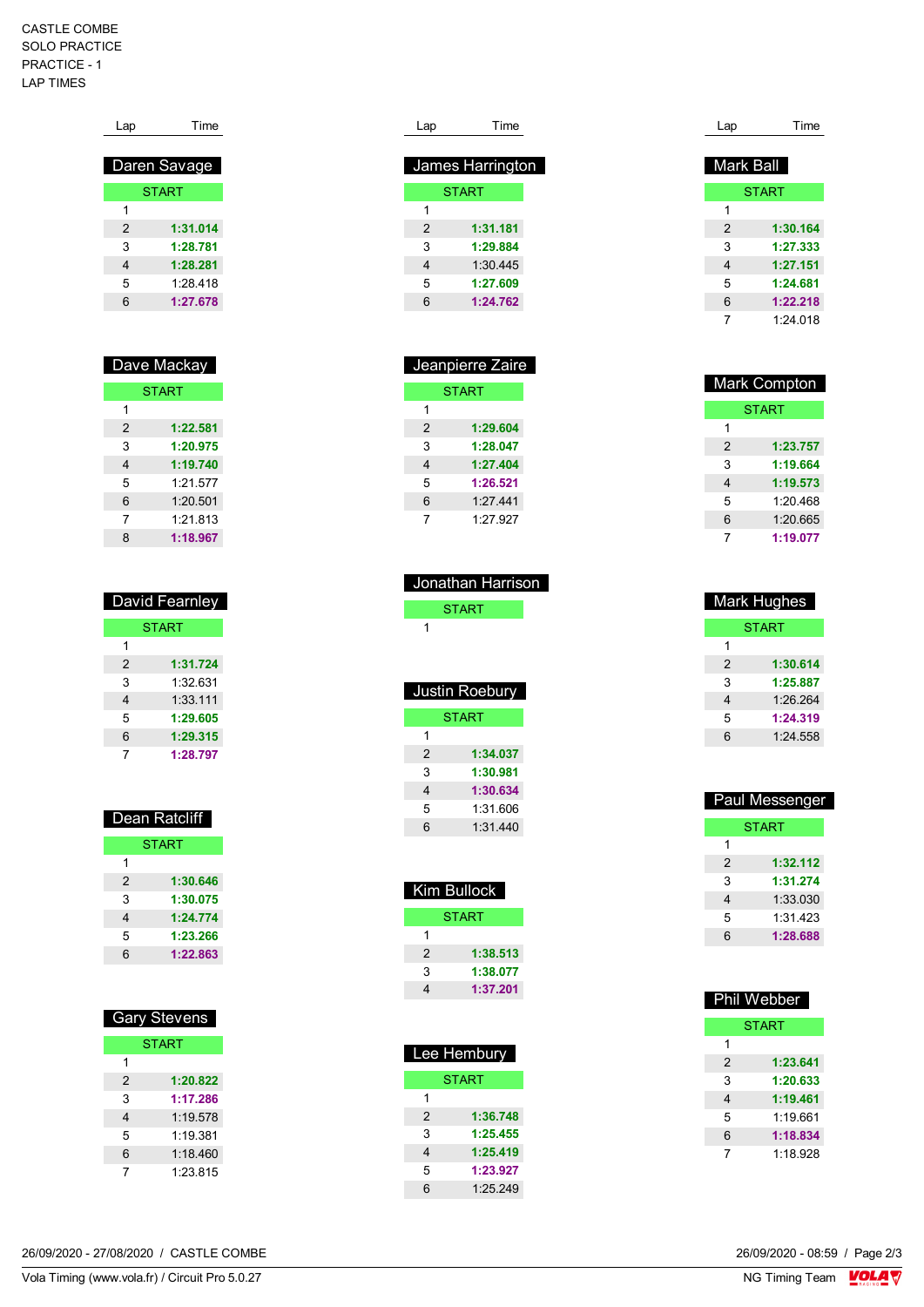CASTLE COMBE
SOLO PRACTICE
PRACTICE - 1
LAP TIMES

### Daren Savage

| Lap | Time |
|---|---|
| START | |
| 1 | |
| 2 | **1:31.014** |
| 3 | **1:28.781** |
| 4 | **1:28.281** |
| 5 | 1:28.418 |
| 6 | **1:27.678** |

### Dave Mackay

| Lap | Time |
|---|---|
| START | |
| 1 | |
| 2 | **1:22.581** |
| 3 | **1:20.975** |
| 4 | **1:19.740** |
| 5 | 1:21.577 |
| 6 | 1:20.501 |
| 7 | 1:21.813 |
| 8 | **1:18.967** |

### David Fearnley

| Lap | Time |
|---|---|
| START | |
| 1 | |
| 2 | **1:31.724** |
| 3 | 1:32.631 |
| 4 | 1:33.111 |
| 5 | **1:29.605** |
| 6 | **1:29.315** |
| 7 | **1:28.797** |

### Dean Ratcliff

| Lap | Time |
|---|---|
| START | |
| 1 | |
| 2 | **1:30.646** |
| 3 | **1:30.075** |
| 4 | **1:24.774** |
| 5 | **1:23.266** |
| 6 | **1:22.863** |

### Gary Stevens

| Lap | Time |
|---|---|
| START | |
| 1 | |
| 2 | **1:20.822** |
| 3 | **1:17.286** |
| 4 | 1:19.578 |
| 5 | 1:19.381 |
| 6 | 1:18.460 |
| 7 | 1:23.815 |

### James Harrington

| Lap | Time |
|---|---|
| START | |
| 1 | |
| 2 | **1:31.181** |
| 3 | **1:29.884** |
| 4 | 1:30.445 |
| 5 | **1:27.609** |
| 6 | **1:24.762** |

### Jeanpierre Zaire

| Lap | Time |
|---|---|
| START | |
| 1 | |
| 2 | **1:29.604** |
| 3 | **1:28.047** |
| 4 | **1:27.404** |
| 5 | **1:26.521** |
| 6 | 1:27.441 |
| 7 | 1:27.927 |

### Jonathan Harrison

| Lap | Time |
|---|---|
| START | |
| 1 | |

### Justin Roebury

| Lap | Time |
|---|---|
| START | |
| 1 | |
| 2 | **1:34.037** |
| 3 | **1:30.981** |
| 4 | **1:30.634** |
| 5 | 1:31.606 |
| 6 | 1:31.440 |

### Kim Bullock

| Lap | Time |
|---|---|
| START | |
| 1 | |
| 2 | **1:38.513** |
| 3 | **1:38.077** |
| 4 | **1:37.201** |

### Lee Hembury

| Lap | Time |
|---|---|
| START | |
| 1 | |
| 2 | **1:36.748** |
| 3 | **1:25.455** |
| 4 | **1:25.419** |
| 5 | **1:23.927** |
| 6 | 1:25.249 |

### Mark Ball

| Lap | Time |
|---|---|
| START | |
| 1 | |
| 2 | **1:30.164** |
| 3 | **1:27.333** |
| 4 | **1:27.151** |
| 5 | **1:24.681** |
| 6 | **1:22.218** |
| 7 | 1:24.018 |

### Mark Compton

| Lap | Time |
|---|---|
| START | |
| 1 | |
| 2 | **1:23.757** |
| 3 | **1:19.664** |
| 4 | **1:19.573** |
| 5 | 1:20.468 |
| 6 | 1:20.665 |
| 7 | **1:19.077** |

### Mark Hughes

| Lap | Time |
|---|---|
| START | |
| 1 | |
| 2 | **1:30.614** |
| 3 | **1:25.887** |
| 4 | 1:26.264 |
| 5 | **1:24.319** |
| 6 | 1:24.558 |

### Paul Messenger

| Lap | Time |
|---|---|
| START | |
| 1 | |
| 2 | **1:32.112** |
| 3 | **1:31.274** |
| 4 | 1:33.030 |
| 5 | 1:31.423 |
| 6 | **1:28.688** |

### Phil Webber

| Lap | Time |
|---|---|
| START | |
| 1 | |
| 2 | **1:23.641** |
| 3 | **1:20.633** |
| 4 | **1:19.461** |
| 5 | 1:19.661 |
| 6 | **1:18.834** |
| 7 | 1:18.928 |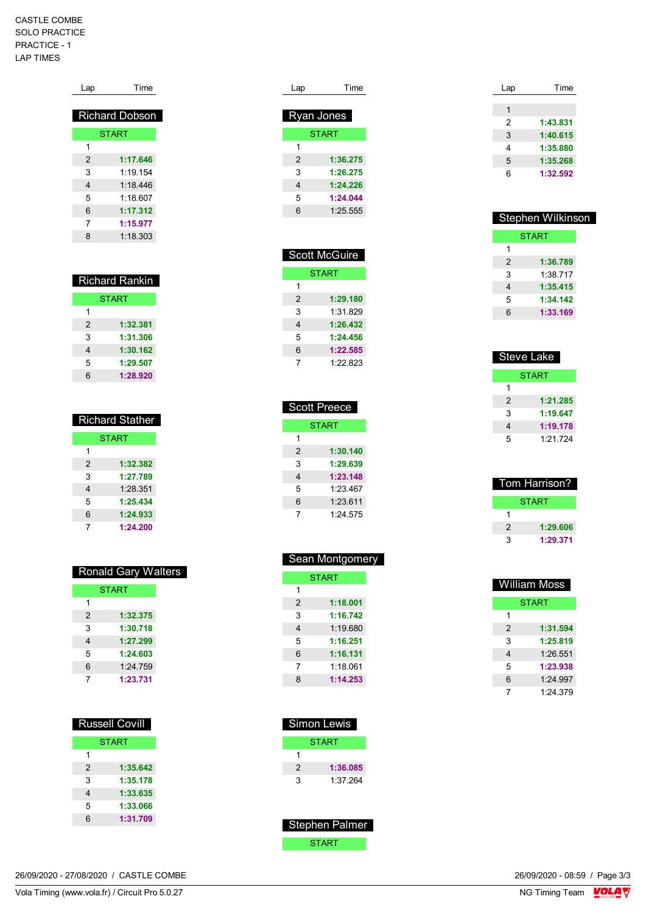CASTLE COMBE
SOLO PRACTICE
PRACTICE - 1
LAP TIMES

## Richard Dobson

| Lap | Time |
|---|---|
| START | |
| 1 | |
| 2 | **1:17.646** |
| 3 | 1:19.154 |
| 4 | 1:18.446 |
| 5 | 1:18.607 |
| 6 | **1:17.312** |
| 7 | **1:15.977** |
| 8 | 1:18.303 |

## Richard Rankin

| Lap | Time |
|---|---|
| START | |
| 1 | |
| 2 | **1:32.381** |
| 3 | **1:31.306** |
| 4 | **1:30.162** |
| 5 | **1:29.507** |
| 6 | **1:28.920** |

## Richard Stather

| Lap | Time |
|---|---|
| START | |
| 1 | |
| 2 | **1:32.382** |
| 3 | **1:27.789** |
| 4 | 1:28.351 |
| 5 | **1:25.434** |
| 6 | **1:24.933** |
| 7 | **1:24.200** |

## Ronald Gary Walters

| Lap | Time |
|---|---|
| START | |
| 1 | |
| 2 | **1:32.375** |
| 3 | **1:30.718** |
| 4 | **1:27.299** |
| 5 | **1:24.603** |
| 6 | 1:24.759 |
| 7 | **1:23.731** |

## Russell Covill

| Lap | Time |
|---|---|
| START | |
| 1 | |
| 2 | **1:35.642** |
| 3 | **1:35.178** |
| 4 | **1:33.635** |
| 5 | **1:33.066** |
| 6 | **1:31.709** |

## Ryan Jones

| Lap | Time |
|---|---|
| START | |
| 1 | |
| 2 | **1:36.275** |
| 3 | **1:26.275** |
| 4 | **1:24.226** |
| 5 | **1:24.044** |
| 6 | 1:25.555 |

## Scott McGuire

| Lap | Time |
|---|---|
| START | |
| 1 | |
| 2 | **1:29.180** |
| 3 | 1:31.829 |
| 4 | **1:26.432** |
| 5 | **1:24.456** |
| 6 | **1:22.585** |
| 7 | 1:22.823 |

## Scott Preece

| Lap | Time |
|---|---|
| START | |
| 1 | |
| 2 | **1:30.140** |
| 3 | **1:29.639** |
| 4 | **1:23.148** |
| 5 | 1:23.467 |
| 6 | 1:23.611 |
| 7 | 1:24.575 |

## Sean Montgomery

| Lap | Time |
|---|---|
| START | |
| 1 | |
| 2 | **1:18.001** |
| 3 | **1:16.742** |
| 4 | 1:19.680 |
| 5 | **1:16.251** |
| 6 | **1:16.131** |
| 7 | 1:18.061 |
| 8 | **1:14.253** |

## Simon Lewis

| Lap | Time |
|---|---|
| START | |
| 1 | |
| 2 | **1:36.085** |
| 3 | 1:37.264 |

## Stephen Palmer

| Lap | Time |
|---|---|
| START | |
| 1 | |
| 2 | **1:43.831** |
| 3 | **1:40.615** |
| 4 | **1:35.880** |
| 5 | **1:35.268** |
| 6 | **1:32.592** |

## Stephen Wilkinson

| Lap | Time |
|---|---|
| START | |
| 1 | |
| 2 | **1:36.789** |
| 3 | 1:38.717 |
| 4 | **1:35.415** |
| 5 | **1:34.142** |
| 6 | **1:33.169** |

## Steve Lake

| Lap | Time |
|---|---|
| START | |
| 1 | |
| 2 | **1:21.285** |
| 3 | **1:19.647** |
| 4 | **1:19.178** |
| 5 | 1:21.724 |

## Tom Harrison?

| Lap | Time |
|---|---|
| START | |
| 1 | |
| 2 | **1:29.606** |
| 3 | **1:29.371** |

## William Moss

| Lap | Time |
|---|---|
| START | |
| 1 | |
| 2 | **1:31.594** |
| 3 | **1:25.819** |
| 4 | 1:26.551 |
| 5 | **1:23.938** |
| 6 | 1:24.997 |
| 7 | 1:24.379 |

26/09/2020 - 27/08/2020 / CASTLE COMBE
26/09/2020 - 08:59
Vola Timing (www.vola.fr) / Circuit Pro 5.0.27
NG Timing Team